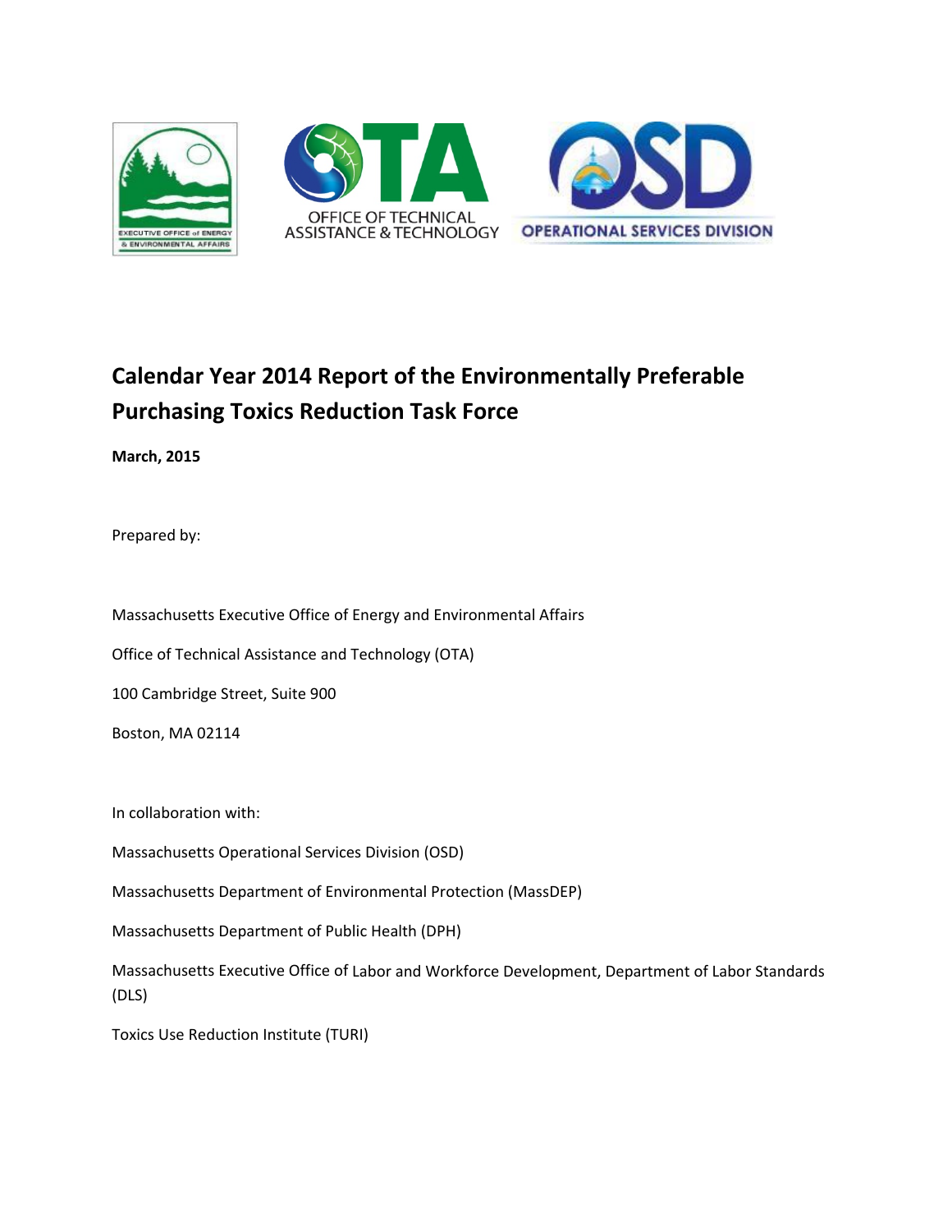# Calendar Year 2014 Report of the Environmentally Preferable Purchasing Toxics Reduction Task Force

**March, 2015**

Prepared by:

Massachusetts Executive Office of Energy and Environmental Affairs

Office of Technical Assistance and Technology (OTA)

100 Cambridge Street, Suite 900

Boston, MA 02114

In collaboration with:

Massachusetts Operational Services Division (OSD)

Massachusetts Department of Environmental Protection (MassDEP)

Massachusetts Department of Public Health (DPH)

Massachusetts Executive Office of Labor and Workforce Development, Department of Labor Standards (DLS)

Toxics Use Reduction Institute (TURI)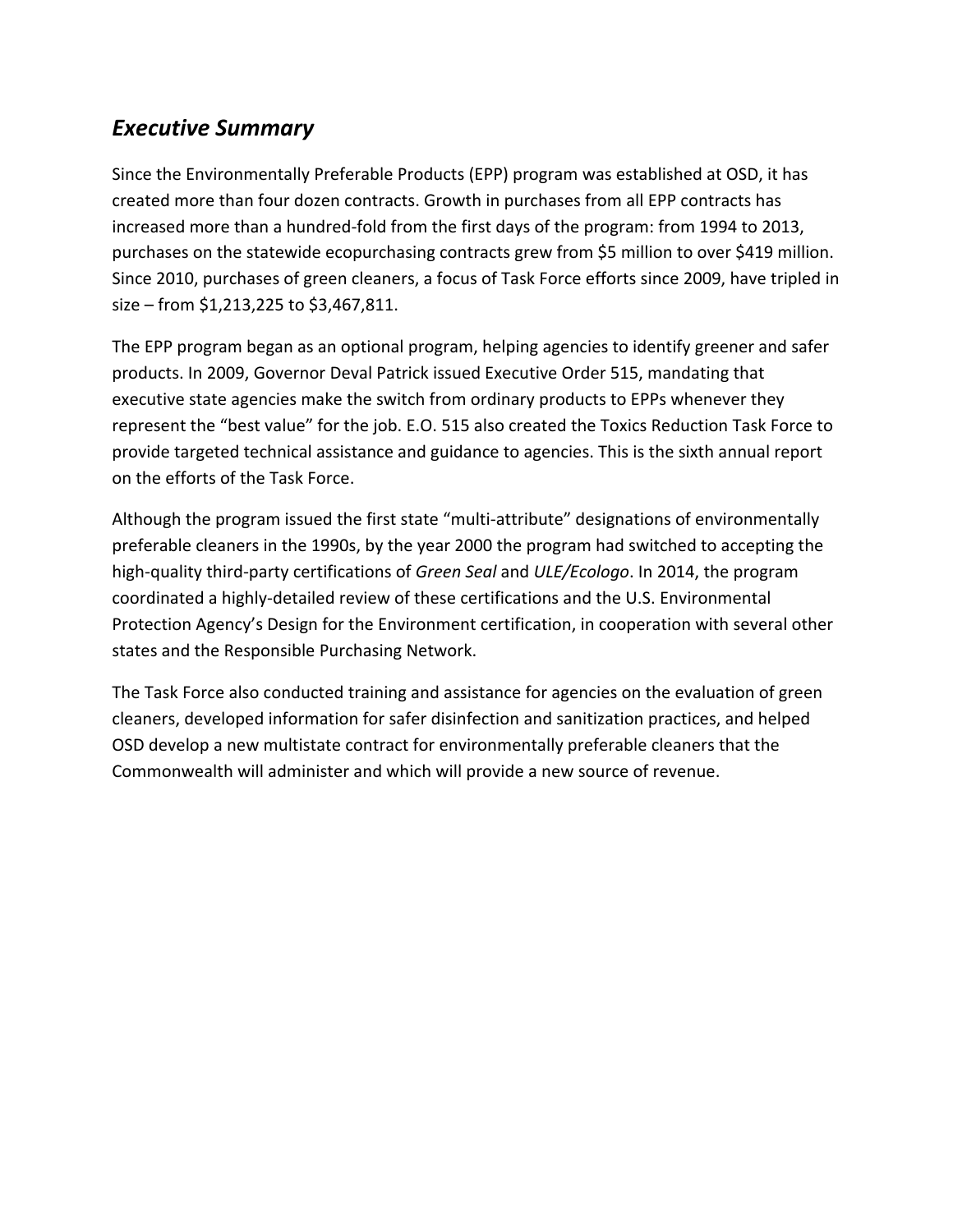## *Executive Summary*

Since the Environmentally Preferable Products (EPP) program was established at OSD, it has created more than four dozen contracts. Growth in purchases from all EPP contracts has increased more than a hundred-fold from the first days of the program: from 1994 to 2013, purchases on the statewide ecopurchasing contracts grew from $5 million to over $419 million. Since 2010, purchases of green cleaners, a focus of Task Force efforts since 2009, have tripled in size – from $1,213,225 to $3,467,811.

The EPP program began as an optional program, helping agencies to identify greener and safer products. In 2009, Governor Deval Patrick issued Executive Order 515, mandating that executive state agencies make the switch from ordinary products to EPPs whenever they represent the "best value" for the job. E.O. 515 also created the Toxics Reduction Task Force to provide targeted technical assistance and guidance to agencies. This is the sixth annual report on the efforts of the Task Force.

Although the program issued the first state "multi-attribute" designations of environmentally preferable cleaners in the 1990s, by the year 2000 the program had switched to accepting the high-quality third-party certifications of *Green Seal* and *ULE/Ecologo*. In 2014, the program coordinated a highly-detailed review of these certifications and the U.S. Environmental Protection Agency's Design for the Environment certification, in cooperation with several other states and the Responsible Purchasing Network.

The Task Force also conducted training and assistance for agencies on the evaluation of green cleaners, developed information for safer disinfection and sanitization practices, and helped OSD develop a new multistate contract for environmentally preferable cleaners that the Commonwealth will administer and which will provide a new source of revenue.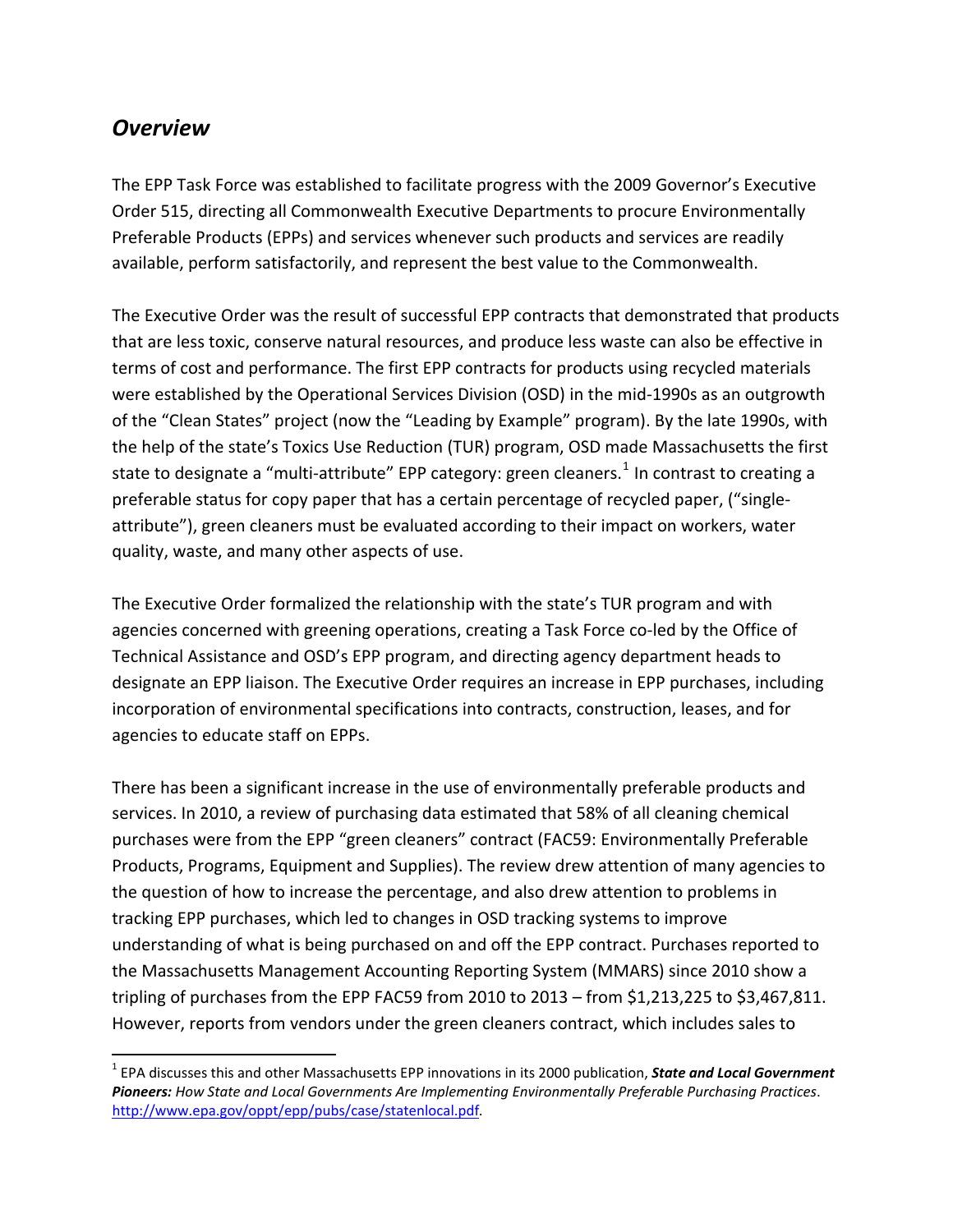## *Overview*

The EPP Task Force was established to facilitate progress with the 2009 Governor's Executive Order 515, directing all Commonwealth Executive Departments to procure Environmentally Preferable Products (EPPs) and services whenever such products and services are readily available, perform satisfactorily, and represent the best value to the Commonwealth.

The Executive Order was the result of successful EPP contracts that demonstrated that products that are less toxic, conserve natural resources, and produce less waste can also be effective in terms of cost and performance. The first EPP contracts for products using recycled materials were established by the Operational Services Division (OSD) in the mid-1990s as an outgrowth of the "Clean States" project (now the "Leading by Example" program). By the late 1990s, with the help of the state's Toxics Use Reduction (TUR) program, OSD made Massachusetts the first state to designate a "multi-attribute" EPP category: green cleaners.[1] In contrast to creating a preferable status for copy paper that has a certain percentage of recycled paper, ("single-attribute"), green cleaners must be evaluated according to their impact on workers, water quality, waste, and many other aspects of use.

The Executive Order formalized the relationship with the state's TUR program and with agencies concerned with greening operations, creating a Task Force co-led by the Office of Technical Assistance and OSD's EPP program, and directing agency department heads to designate an EPP liaison. The Executive Order requires an increase in EPP purchases, including incorporation of environmental specifications into contracts, construction, leases, and for agencies to educate staff on EPPs.

There has been a significant increase in the use of environmentally preferable products and services. In 2010, a review of purchasing data estimated that 58% of all cleaning chemical purchases were from the EPP "green cleaners" contract (FAC59: Environmentally Preferable Products, Programs, Equipment and Supplies). The review drew attention of many agencies to the question of how to increase the percentage, and also drew attention to problems in tracking EPP purchases, which led to changes in OSD tracking systems to improve understanding of what is being purchased on and off the EPP contract. Purchases reported to the Massachusetts Management Accounting Reporting System (MMARS) since 2010 show a tripling of purchases from the EPP FAC59 from 2010 to 2013 – from $1,213,225 to $3,467,811. However, reports from vendors under the green cleaners contract, which includes sales to

---

[1] EPA discusses this and other Massachusetts EPP innovations in its 2000 publication, ***State and Local Government Pioneers:*** *How State and Local Governments Are Implementing Environmentally Preferable Purchasing Practices*. http://www.epa.gov/oppt/epp/pubs/case/statenlocal.pdf.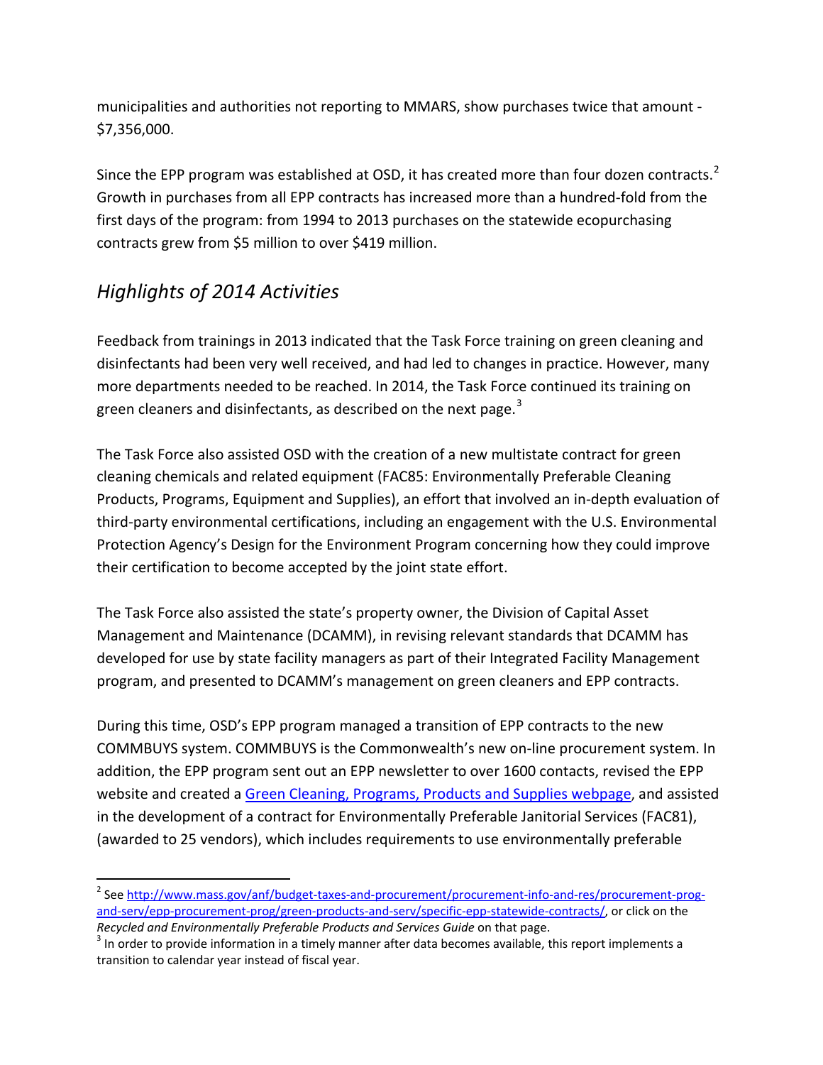municipalities and authorities not reporting to MMARS, show purchases twice that amount - $7,356,000.

Since the EPP program was established at OSD, it has created more than four dozen contracts.[2] Growth in purchases from all EPP contracts has increased more than a hundred-fold from the first days of the program: from 1994 to 2013 purchases on the statewide ecopurchasing contracts grew from $5 million to over $419 million.

## *Highlights of 2014 Activities*

Feedback from trainings in 2013 indicated that the Task Force training on green cleaning and disinfectants had been very well received, and had led to changes in practice. However, many more departments needed to be reached. In 2014, the Task Force continued its training on green cleaners and disinfectants, as described on the next page.[3]

The Task Force also assisted OSD with the creation of a new multistate contract for green cleaning chemicals and related equipment (FAC85: Environmentally Preferable Cleaning Products, Programs, Equipment and Supplies), an effort that involved an in-depth evaluation of third-party environmental certifications, including an engagement with the U.S. Environmental Protection Agency's Design for the Environment Program concerning how they could improve their certification to become accepted by the joint state effort.

The Task Force also assisted the state's property owner, the Division of Capital Asset Management and Maintenance (DCAMM), in revising relevant standards that DCAMM has developed for use by state facility managers as part of their Integrated Facility Management program, and presented to DCAMM's management on green cleaners and EPP contracts.

During this time, OSD's EPP program managed a transition of EPP contracts to the new COMMBUYS system. COMMBUYS is the Commonwealth's new on-line procurement system. In addition, the EPP program sent out an EPP newsletter to over 1600 contacts, revised the EPP website and created a Green Cleaning, Programs, Products and Supplies webpage, and assisted in the development of a contract for Environmentally Preferable Janitorial Services (FAC81), (awarded to 25 vendors), which includes requirements to use environmentally preferable

---

[2] See http://www.mass.gov/anf/budget-taxes-and-procurement/procurement-info-and-res/procurement-prog-and-serv/epp-procurement-prog/green-products-and-serv/specific-epp-statewide-contracts/, or click on the *Recycled and Environmentally Preferable Products and Services Guide* on that page.

[3] In order to provide information in a timely manner after data becomes available, this report implements a transition to calendar year instead of fiscal year.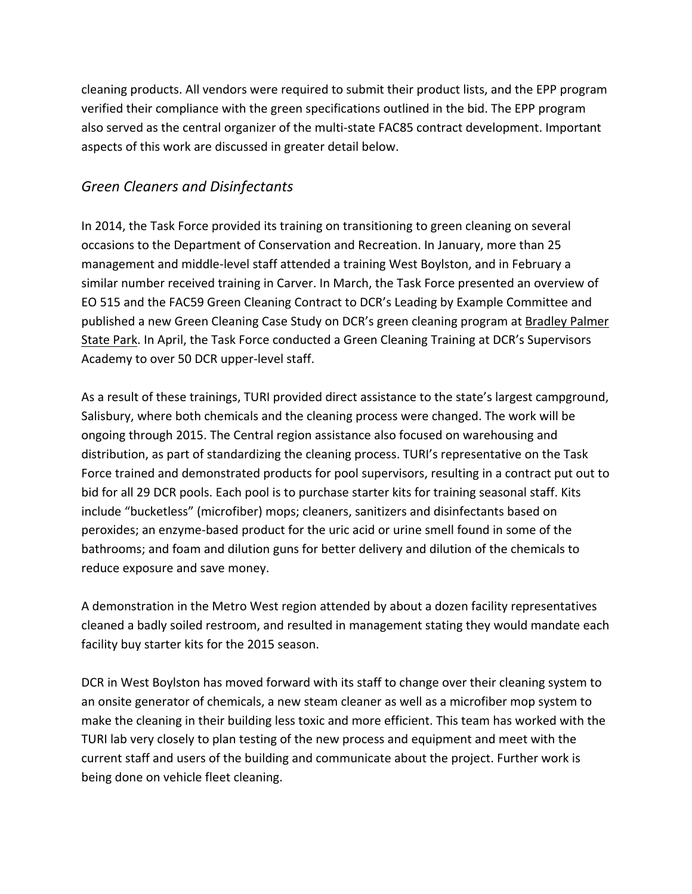cleaning products. All vendors were required to submit their product lists, and the EPP program verified their compliance with the green specifications outlined in the bid. The EPP program also served as the central organizer of the multi-state FAC85 contract development. Important aspects of this work are discussed in greater detail below.

### *Green Cleaners and Disinfectants*

In 2014, the Task Force provided its training on transitioning to green cleaning on several occasions to the Department of Conservation and Recreation. In January, more than 25 management and middle-level staff attended a training West Boylston, and in February a similar number received training in Carver. In March, the Task Force presented an overview of EO 515 and the FAC59 Green Cleaning Contract to DCR's Leading by Example Committee and published a new Green Cleaning Case Study on DCR's green cleaning program at Bradley Palmer State Park. In April, the Task Force conducted a Green Cleaning Training at DCR's Supervisors Academy to over 50 DCR upper-level staff.

As a result of these trainings, TURI provided direct assistance to the state's largest campground, Salisbury, where both chemicals and the cleaning process were changed. The work will be ongoing through 2015. The Central region assistance also focused on warehousing and distribution, as part of standardizing the cleaning process. TURI's representative on the Task Force trained and demonstrated products for pool supervisors, resulting in a contract put out to bid for all 29 DCR pools. Each pool is to purchase starter kits for training seasonal staff. Kits include "bucketless" (microfiber) mops; cleaners, sanitizers and disinfectants based on peroxides; an enzyme-based product for the uric acid or urine smell found in some of the bathrooms; and foam and dilution guns for better delivery and dilution of the chemicals to reduce exposure and save money.

A demonstration in the Metro West region attended by about a dozen facility representatives cleaned a badly soiled restroom, and resulted in management stating they would mandate each facility buy starter kits for the 2015 season.

DCR in West Boylston has moved forward with its staff to change over their cleaning system to an onsite generator of chemicals, a new steam cleaner as well as a microfiber mop system to make the cleaning in their building less toxic and more efficient. This team has worked with the TURI lab very closely to plan testing of the new process and equipment and meet with the current staff and users of the building and communicate about the project. Further work is being done on vehicle fleet cleaning.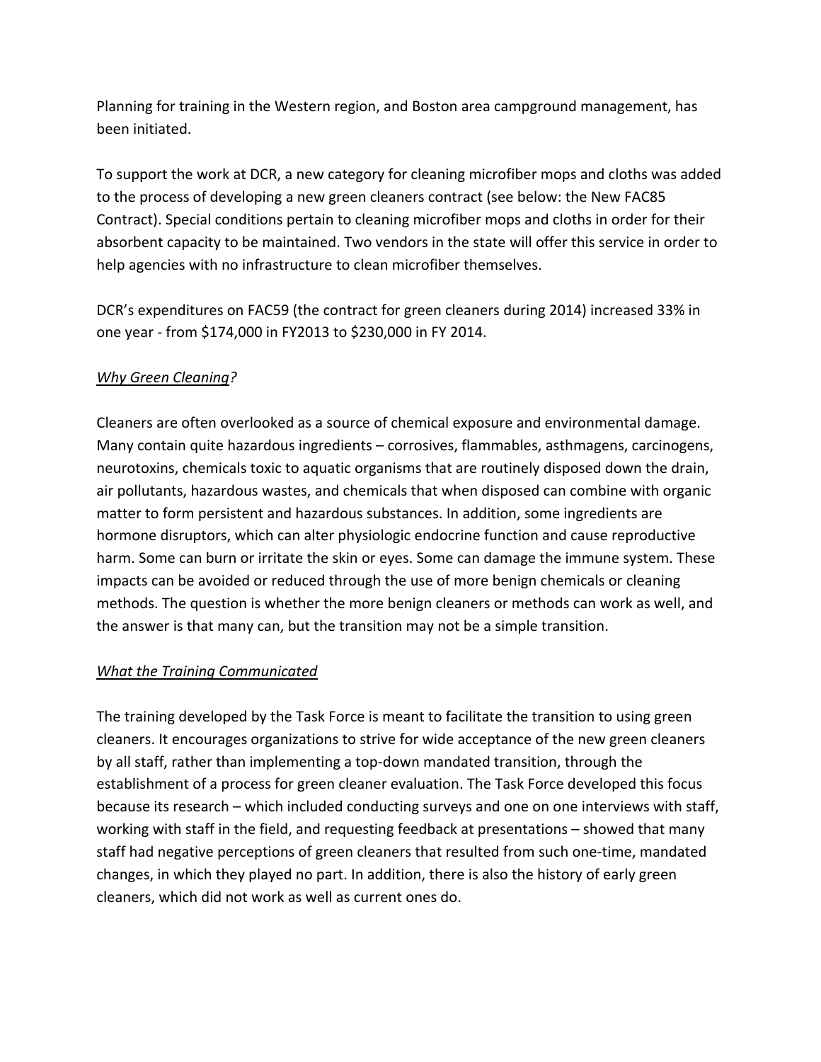Planning for training in the Western region, and Boston area campground management, has been initiated.

To support the work at DCR, a new category for cleaning microfiber mops and cloths was added to the process of developing a new green cleaners contract (see below: the New FAC85 Contract). Special conditions pertain to cleaning microfiber mops and cloths in order for their absorbent capacity to be maintained. Two vendors in the state will offer this service in order to help agencies with no infrastructure to clean microfiber themselves.

DCR's expenditures on FAC59 (the contract for green cleaners during 2014) increased 33% in one year - from $174,000 in FY2013 to $230,000 in FY 2014.

*Why Green Cleaning?*

Cleaners are often overlooked as a source of chemical exposure and environmental damage. Many contain quite hazardous ingredients – corrosives, flammables, asthmagens, carcinogens, neurotoxins, chemicals toxic to aquatic organisms that are routinely disposed down the drain, air pollutants, hazardous wastes, and chemicals that when disposed can combine with organic matter to form persistent and hazardous substances. In addition, some ingredients are hormone disruptors, which can alter physiologic endocrine function and cause reproductive harm. Some can burn or irritate the skin or eyes. Some can damage the immune system. These impacts can be avoided or reduced through the use of more benign chemicals or cleaning methods. The question is whether the more benign cleaners or methods can work as well, and the answer is that many can, but the transition may not be a simple transition.

*What the Training Communicated*

The training developed by the Task Force is meant to facilitate the transition to using green cleaners. It encourages organizations to strive for wide acceptance of the new green cleaners by all staff, rather than implementing a top-down mandated transition, through the establishment of a process for green cleaner evaluation. The Task Force developed this focus because its research – which included conducting surveys and one on one interviews with staff, working with staff in the field, and requesting feedback at presentations – showed that many staff had negative perceptions of green cleaners that resulted from such one-time, mandated changes, in which they played no part. In addition, there is also the history of early green cleaners, which did not work as well as current ones do.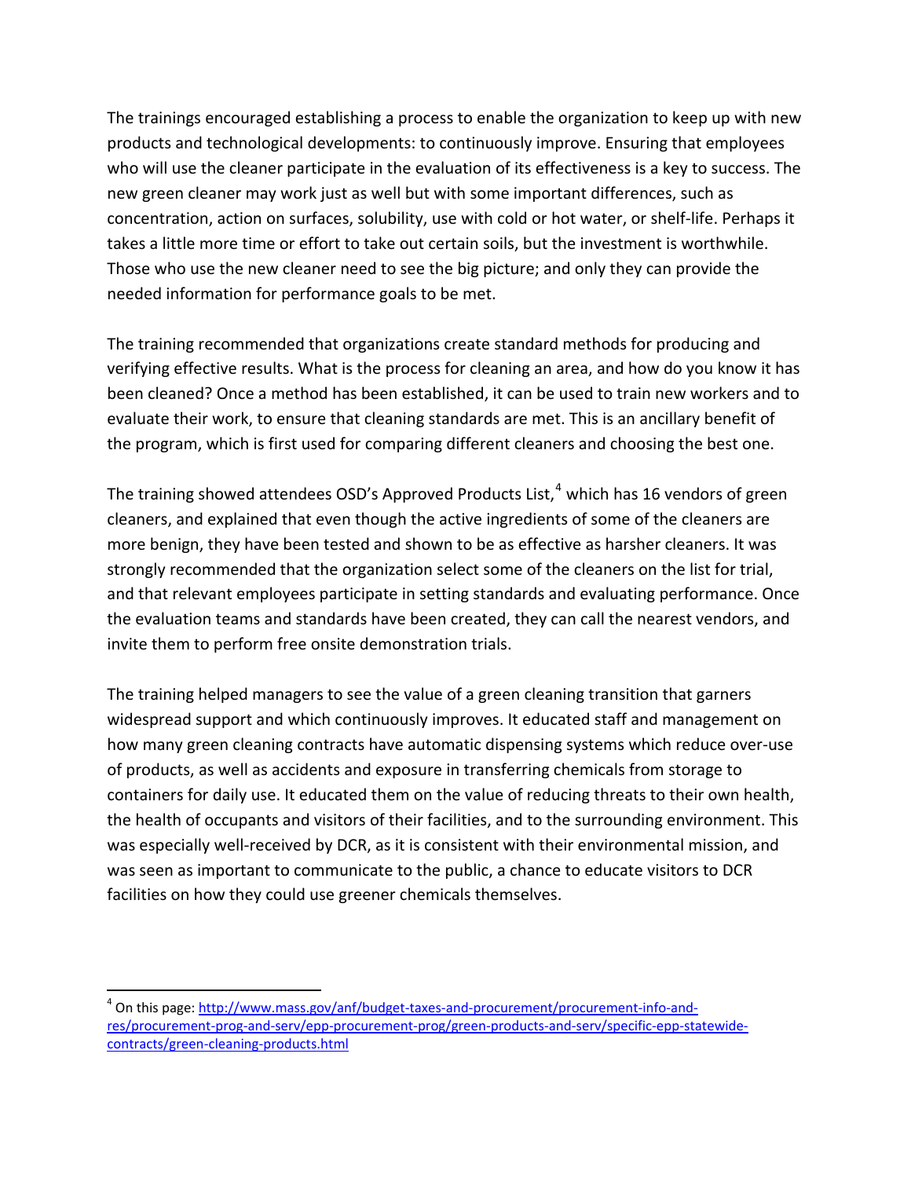The trainings encouraged establishing a process to enable the organization to keep up with new products and technological developments: to continuously improve. Ensuring that employees who will use the cleaner participate in the evaluation of its effectiveness is a key to success. The new green cleaner may work just as well but with some important differences, such as concentration, action on surfaces, solubility, use with cold or hot water, or shelf-life. Perhaps it takes a little more time or effort to take out certain soils, but the investment is worthwhile. Those who use the new cleaner need to see the big picture; and only they can provide the needed information for performance goals to be met.

The training recommended that organizations create standard methods for producing and verifying effective results. What is the process for cleaning an area, and how do you know it has been cleaned? Once a method has been established, it can be used to train new workers and to evaluate their work, to ensure that cleaning standards are met. This is an ancillary benefit of the program, which is first used for comparing different cleaners and choosing the best one.

The training showed attendees OSD's Approved Products List,[4] which has 16 vendors of green cleaners, and explained that even though the active ingredients of some of the cleaners are more benign, they have been tested and shown to be as effective as harsher cleaners. It was strongly recommended that the organization select some of the cleaners on the list for trial, and that relevant employees participate in setting standards and evaluating performance. Once the evaluation teams and standards have been created, they can call the nearest vendors, and invite them to perform free onsite demonstration trials.

The training helped managers to see the value of a green cleaning transition that garners widespread support and which continuously improves. It educated staff and management on how many green cleaning contracts have automatic dispensing systems which reduce over-use of products, as well as accidents and exposure in transferring chemicals from storage to containers for daily use. It educated them on the value of reducing threats to their own health, the health of occupants and visitors of their facilities, and to the surrounding environment. This was especially well-received by DCR, as it is consistent with their environmental mission, and was seen as important to communicate to the public, a chance to educate visitors to DCR facilities on how they could use greener chemicals themselves.

---

[4] On this page: http://www.mass.gov/anf/budget-taxes-and-procurement/procurement-info-and-res/procurement-prog-and-serv/epp-procurement-prog/green-products-and-serv/specific-epp-statewide-contracts/green-cleaning-products.html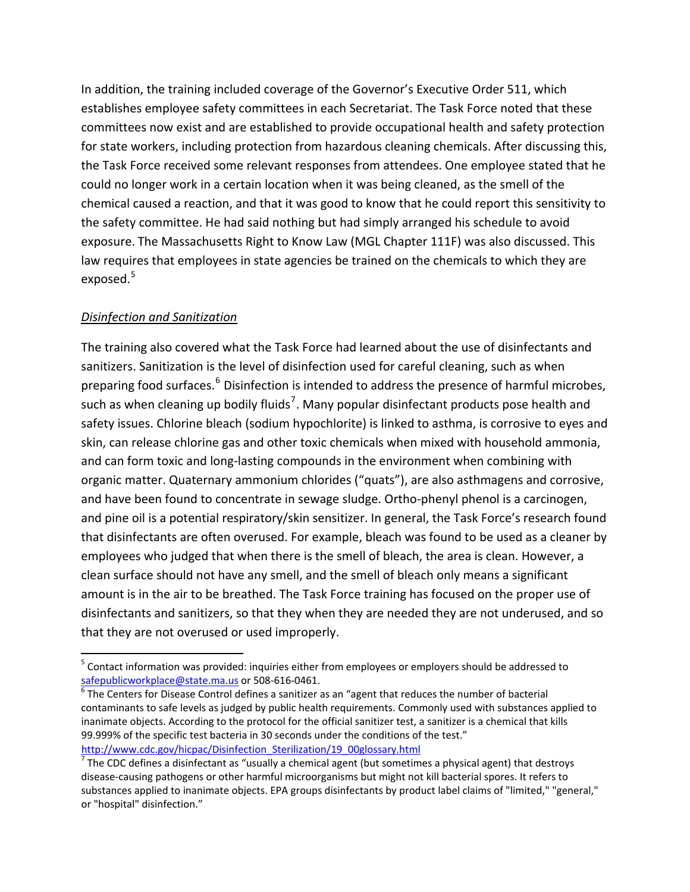In addition, the training included coverage of the Governor's Executive Order 511, which establishes employee safety committees in each Secretariat. The Task Force noted that these committees now exist and are established to provide occupational health and safety protection for state workers, including protection from hazardous cleaning chemicals. After discussing this, the Task Force received some relevant responses from attendees. One employee stated that he could no longer work in a certain location when it was being cleaned, as the smell of the chemical caused a reaction, and that it was good to know that he could report this sensitivity to the safety committee. He had said nothing but had simply arranged his schedule to avoid exposure. The Massachusetts Right to Know Law (MGL Chapter 111F) was also discussed. This law requires that employees in state agencies be trained on the chemicals to which they are exposed.[5]

*Disinfection and Sanitization*

The training also covered what the Task Force had learned about the use of disinfectants and sanitizers. Sanitization is the level of disinfection used for careful cleaning, such as when preparing food surfaces.[6] Disinfection is intended to address the presence of harmful microbes, such as when cleaning up bodily fluids[7]. Many popular disinfectant products pose health and safety issues. Chlorine bleach (sodium hypochlorite) is linked to asthma, is corrosive to eyes and skin, can release chlorine gas and other toxic chemicals when mixed with household ammonia, and can form toxic and long-lasting compounds in the environment when combining with organic matter. Quaternary ammonium chlorides ("quats"), are also asthmagens and corrosive, and have been found to concentrate in sewage sludge. Ortho-phenyl phenol is a carcinogen, and pine oil is a potential respiratory/skin sensitizer. In general, the Task Force's research found that disinfectants are often overused. For example, bleach was found to be used as a cleaner by employees who judged that when there is the smell of bleach, the area is clean. However, a clean surface should not have any smell, and the smell of bleach only means a significant amount is in the air to be breathed. The Task Force training has focused on the proper use of disinfectants and sanitizers, so that they when they are needed they are not underused, and so that they are not overused or used improperly.

---

[5] Contact information was provided: inquiries either from employees or employers should be addressed to safepublicworkplace@state.ma.us or 508-616-0461.

[6] The Centers for Disease Control defines a sanitizer as an "agent that reduces the number of bacterial contaminants to safe levels as judged by public health requirements. Commonly used with substances applied to inanimate objects. According to the protocol for the official sanitizer test, a sanitizer is a chemical that kills 99.999% of the specific test bacteria in 30 seconds under the conditions of the test." http://www.cdc.gov/hicpac/Disinfection_Sterilization/19_00glossary.html

[7] The CDC defines a disinfectant as "usually a chemical agent (but sometimes a physical agent) that destroys disease-causing pathogens or other harmful microorganisms but might not kill bacterial spores. It refers to substances applied to inanimate objects. EPA groups disinfectants by product label claims of "limited," "general," or "hospital" disinfection."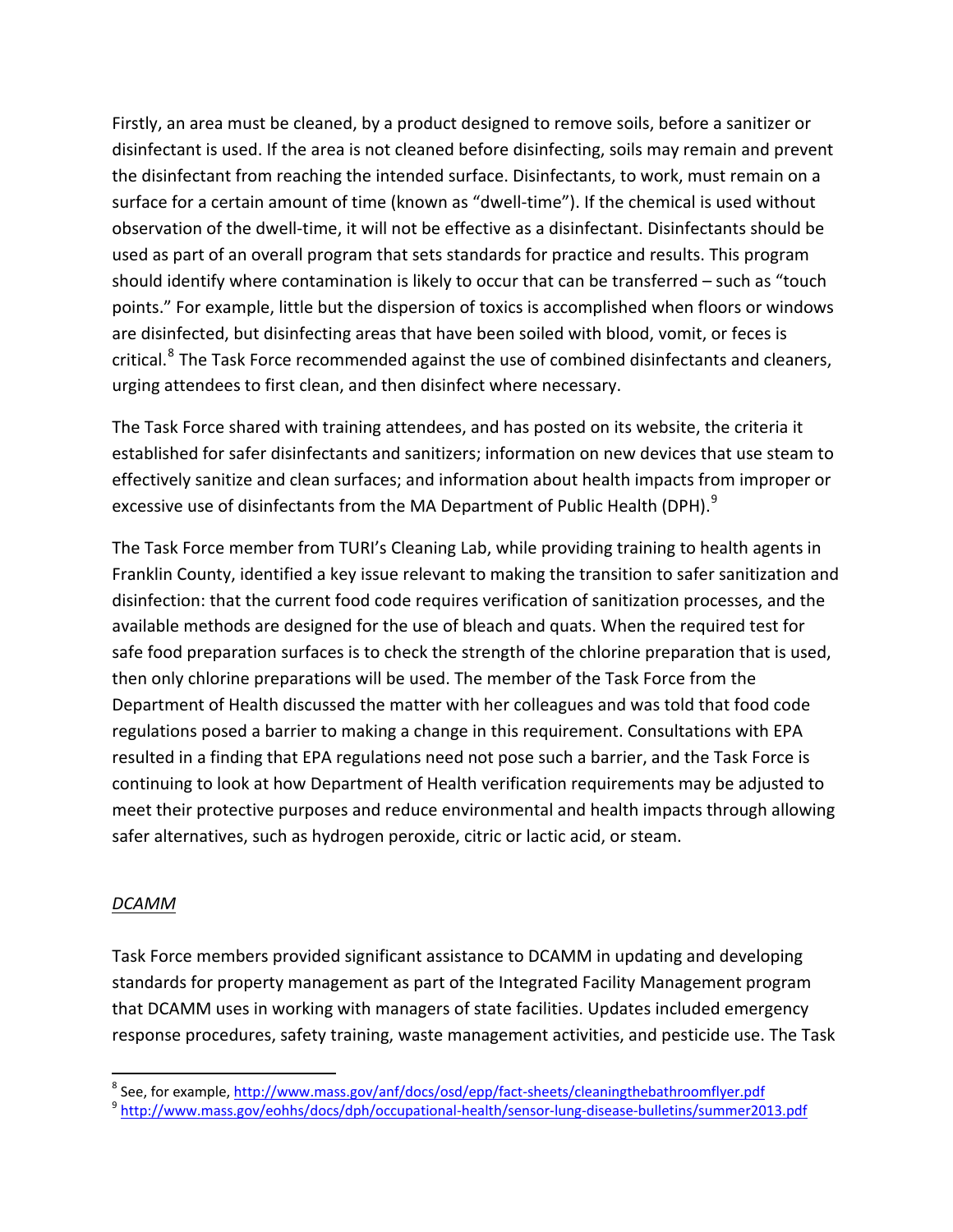Firstly, an area must be cleaned, by a product designed to remove soils, before a sanitizer or disinfectant is used. If the area is not cleaned before disinfecting, soils may remain and prevent the disinfectant from reaching the intended surface. Disinfectants, to work, must remain on a surface for a certain amount of time (known as "dwell-time"). If the chemical is used without observation of the dwell-time, it will not be effective as a disinfectant. Disinfectants should be used as part of an overall program that sets standards for practice and results. This program should identify where contamination is likely to occur that can be transferred – such as "touch points." For example, little but the dispersion of toxics is accomplished when floors or windows are disinfected, but disinfecting areas that have been soiled with blood, vomit, or feces is critical.[8] The Task Force recommended against the use of combined disinfectants and cleaners, urging attendees to first clean, and then disinfect where necessary.

The Task Force shared with training attendees, and has posted on its website, the criteria it established for safer disinfectants and sanitizers; information on new devices that use steam to effectively sanitize and clean surfaces; and information about health impacts from improper or excessive use of disinfectants from the MA Department of Public Health (DPH).[9]

The Task Force member from TURI's Cleaning Lab, while providing training to health agents in Franklin County, identified a key issue relevant to making the transition to safer sanitization and disinfection: that the current food code requires verification of sanitization processes, and the available methods are designed for the use of bleach and quats. When the required test for safe food preparation surfaces is to check the strength of the chlorine preparation that is used, then only chlorine preparations will be used. The member of the Task Force from the Department of Health discussed the matter with her colleagues and was told that food code regulations posed a barrier to making a change in this requirement. Consultations with EPA resulted in a finding that EPA regulations need not pose such a barrier, and the Task Force is continuing to look at how Department of Health verification requirements may be adjusted to meet their protective purposes and reduce environmental and health impacts through allowing safer alternatives, such as hydrogen peroxide, citric or lactic acid, or steam.

*DCAMM*

Task Force members provided significant assistance to DCAMM in updating and developing standards for property management as part of the Integrated Facility Management program that DCAMM uses in working with managers of state facilities. Updates included emergency response procedures, safety training, waste management activities, and pesticide use. The Task

---

[8] See, for example, http://www.mass.gov/anf/docs/osd/epp/fact-sheets/cleaningthebathroomflyer.pdf

[9] http://www.mass.gov/eohhs/docs/dph/occupational-health/sensor-lung-disease-bulletins/summer2013.pdf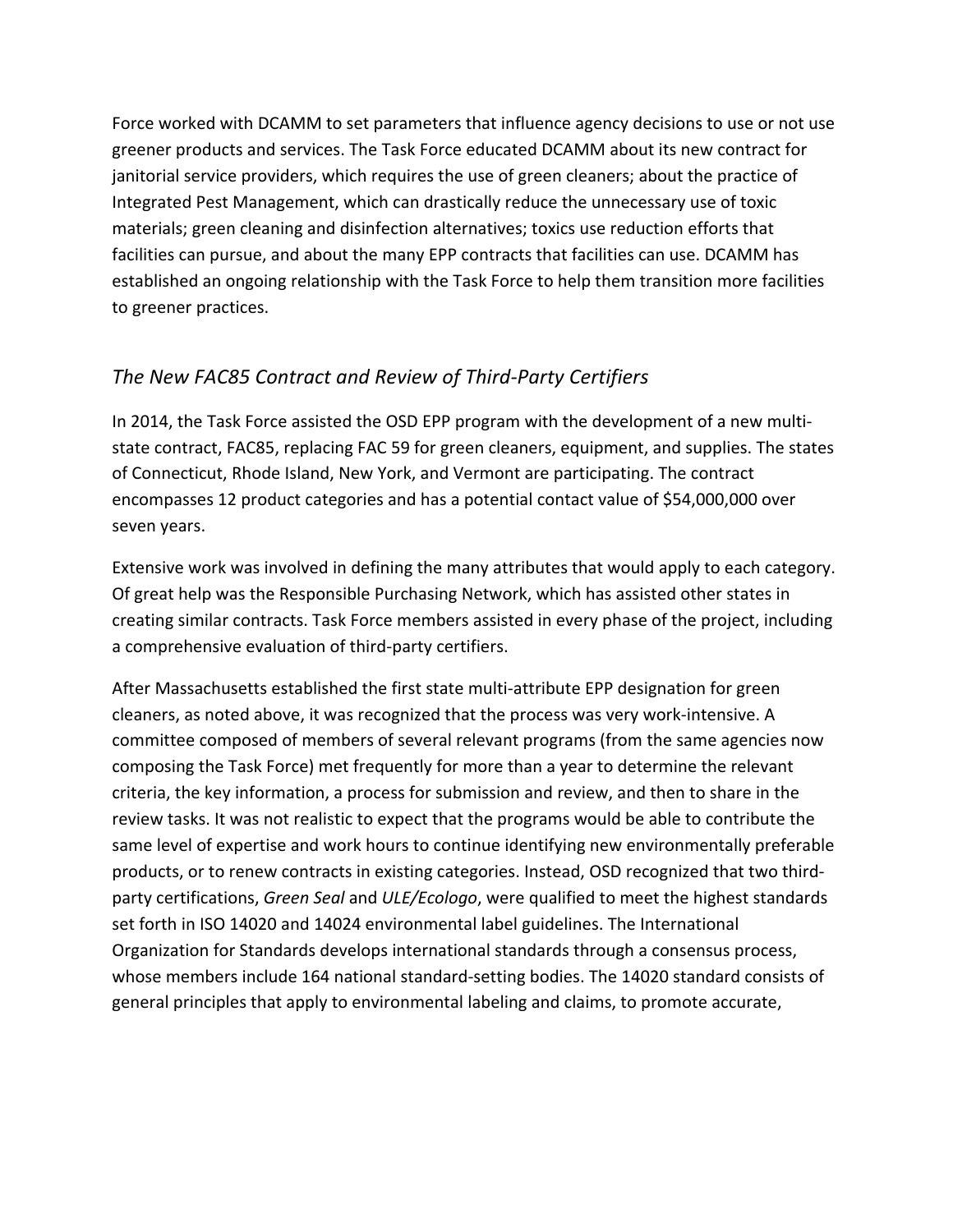Force worked with DCAMM to set parameters that influence agency decisions to use or not use greener products and services. The Task Force educated DCAMM about its new contract for janitorial service providers, which requires the use of green cleaners; about the practice of Integrated Pest Management, which can drastically reduce the unnecessary use of toxic materials; green cleaning and disinfection alternatives; toxics use reduction efforts that facilities can pursue, and about the many EPP contracts that facilities can use. DCAMM has established an ongoing relationship with the Task Force to help them transition more facilities to greener practices.

## *The New FAC85 Contract and Review of Third-Party Certifiers*

In 2014, the Task Force assisted the OSD EPP program with the development of a new multi-state contract, FAC85, replacing FAC 59 for green cleaners, equipment, and supplies. The states of Connecticut, Rhode Island, New York, and Vermont are participating. The contract encompasses 12 product categories and has a potential contact value of $54,000,000 over seven years.

Extensive work was involved in defining the many attributes that would apply to each category. Of great help was the Responsible Purchasing Network, which has assisted other states in creating similar contracts. Task Force members assisted in every phase of the project, including a comprehensive evaluation of third-party certifiers.

After Massachusetts established the first state multi-attribute EPP designation for green cleaners, as noted above, it was recognized that the process was very work-intensive. A committee composed of members of several relevant programs (from the same agencies now composing the Task Force) met frequently for more than a year to determine the relevant criteria, the key information, a process for submission and review, and then to share in the review tasks. It was not realistic to expect that the programs would be able to contribute the same level of expertise and work hours to continue identifying new environmentally preferable products, or to renew contracts in existing categories. Instead, OSD recognized that two third-party certifications, *Green Seal* and *ULE/Ecologo*, were qualified to meet the highest standards set forth in ISO 14020 and 14024 environmental label guidelines. The International Organization for Standards develops international standards through a consensus process, whose members include 164 national standard-setting bodies. The 14020 standard consists of general principles that apply to environmental labeling and claims, to promote accurate,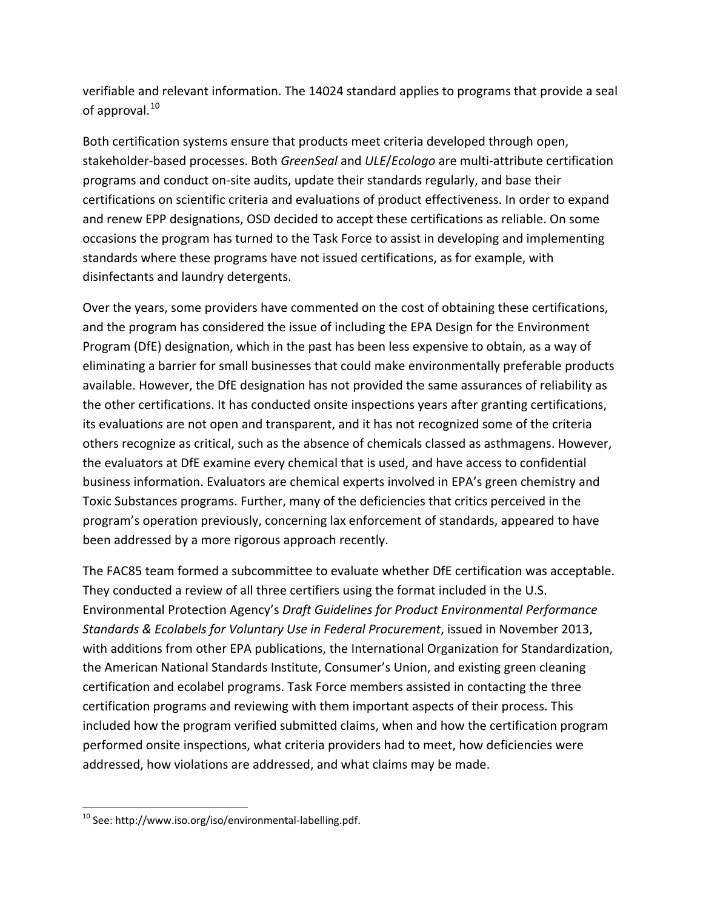verifiable and relevant information. The 14024 standard applies to programs that provide a seal of approval.[10]

Both certification systems ensure that products meet criteria developed through open, stakeholder-based processes. Both *GreenSeal* and *ULE*/*Ecologo* are multi-attribute certification programs and conduct on-site audits, update their standards regularly, and base their certifications on scientific criteria and evaluations of product effectiveness. In order to expand and renew EPP designations, OSD decided to accept these certifications as reliable. On some occasions the program has turned to the Task Force to assist in developing and implementing standards where these programs have not issued certifications, as for example, with disinfectants and laundry detergents.

Over the years, some providers have commented on the cost of obtaining these certifications, and the program has considered the issue of including the EPA Design for the Environment Program (DfE) designation, which in the past has been less expensive to obtain, as a way of eliminating a barrier for small businesses that could make environmentally preferable products available. However, the DfE designation has not provided the same assurances of reliability as the other certifications. It has conducted onsite inspections years after granting certifications, its evaluations are not open and transparent, and it has not recognized some of the criteria others recognize as critical, such as the absence of chemicals classed as asthmagens. However, the evaluators at DfE examine every chemical that is used, and have access to confidential business information. Evaluators are chemical experts involved in EPA's green chemistry and Toxic Substances programs. Further, many of the deficiencies that critics perceived in the program's operation previously, concerning lax enforcement of standards, appeared to have been addressed by a more rigorous approach recently.

The FAC85 team formed a subcommittee to evaluate whether DfE certification was acceptable. They conducted a review of all three certifiers using the format included in the U.S. Environmental Protection Agency's *Draft Guidelines for Product Environmental Performance Standards & Ecolabels for Voluntary Use in Federal Procurement*, issued in November 2013, with additions from other EPA publications, the International Organization for Standardization, the American National Standards Institute, Consumer's Union, and existing green cleaning certification and ecolabel programs. Task Force members assisted in contacting the three certification programs and reviewing with them important aspects of their process. This included how the program verified submitted claims, when and how the certification program performed onsite inspections, what criteria providers had to meet, how deficiencies were addressed, how violations are addressed, and what claims may be made.

---

[10] See: http://www.iso.org/iso/environmental-labelling.pdf.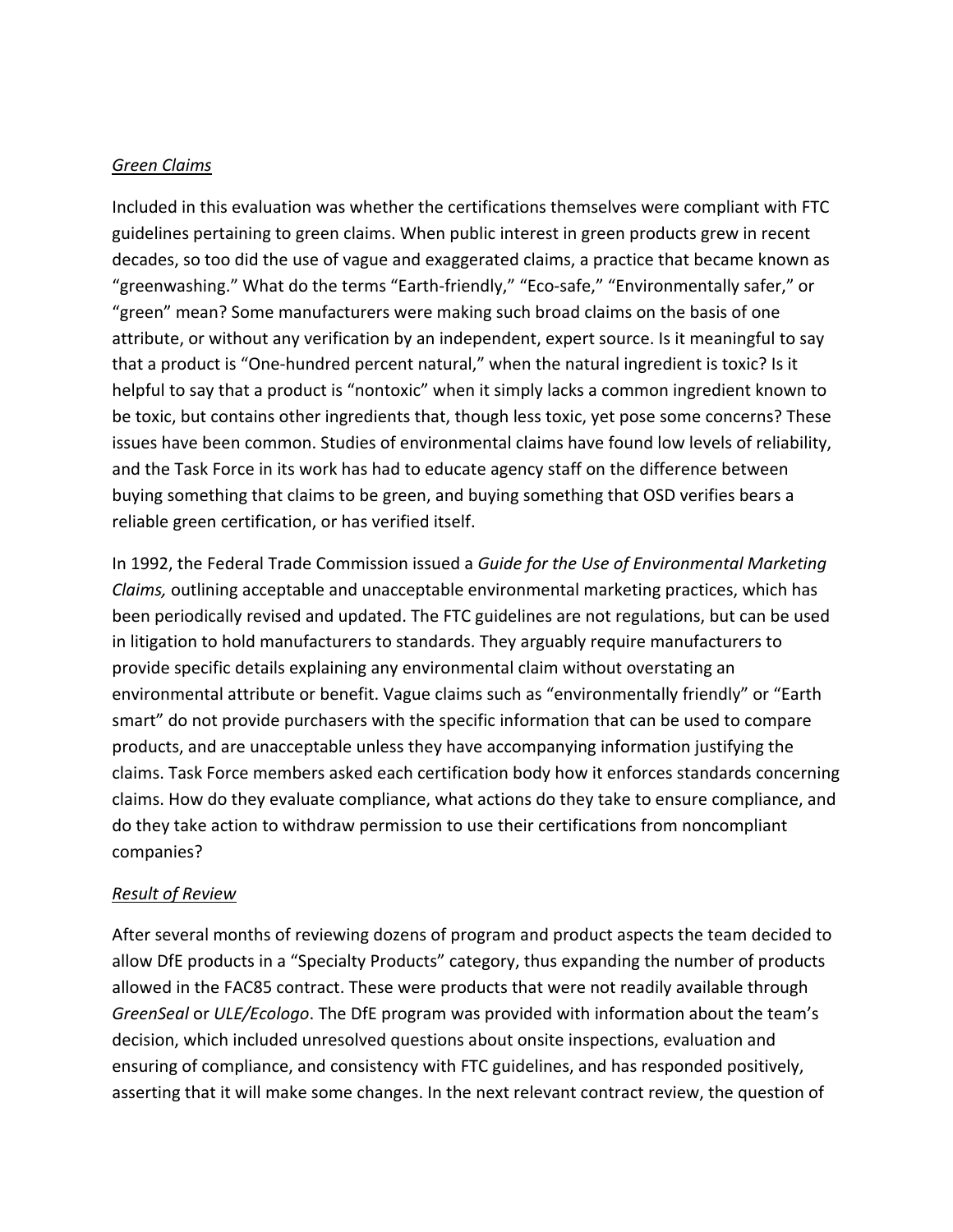*Green Claims*

Included in this evaluation was whether the certifications themselves were compliant with FTC guidelines pertaining to green claims. When public interest in green products grew in recent decades, so too did the use of vague and exaggerated claims, a practice that became known as "greenwashing." What do the terms "Earth-friendly," "Eco-safe," "Environmentally safer," or "green" mean? Some manufacturers were making such broad claims on the basis of one attribute, or without any verification by an independent, expert source. Is it meaningful to say that a product is "One-hundred percent natural," when the natural ingredient is toxic? Is it helpful to say that a product is "nontoxic" when it simply lacks a common ingredient known to be toxic, but contains other ingredients that, though less toxic, yet pose some concerns? These issues have been common. Studies of environmental claims have found low levels of reliability, and the Task Force in its work has had to educate agency staff on the difference between buying something that claims to be green, and buying something that OSD verifies bears a reliable green certification, or has verified itself.

In 1992, the Federal Trade Commission issued a *Guide for the Use of Environmental Marketing Claims,* outlining acceptable and unacceptable environmental marketing practices, which has been periodically revised and updated. The FTC guidelines are not regulations, but can be used in litigation to hold manufacturers to standards. They arguably require manufacturers to provide specific details explaining any environmental claim without overstating an environmental attribute or benefit. Vague claims such as "environmentally friendly" or "Earth smart" do not provide purchasers with the specific information that can be used to compare products, and are unacceptable unless they have accompanying information justifying the claims. Task Force members asked each certification body how it enforces standards concerning claims. How do they evaluate compliance, what actions do they take to ensure compliance, and do they take action to withdraw permission to use their certifications from noncompliant companies?

*Result of Review*

After several months of reviewing dozens of program and product aspects the team decided to allow DfE products in a "Specialty Products" category, thus expanding the number of products allowed in the FAC85 contract. These were products that were not readily available through *GreenSeal* or *ULE/Ecologo*. The DfE program was provided with information about the team's decision, which included unresolved questions about onsite inspections, evaluation and ensuring of compliance, and consistency with FTC guidelines, and has responded positively, asserting that it will make some changes. In the next relevant contract review, the question of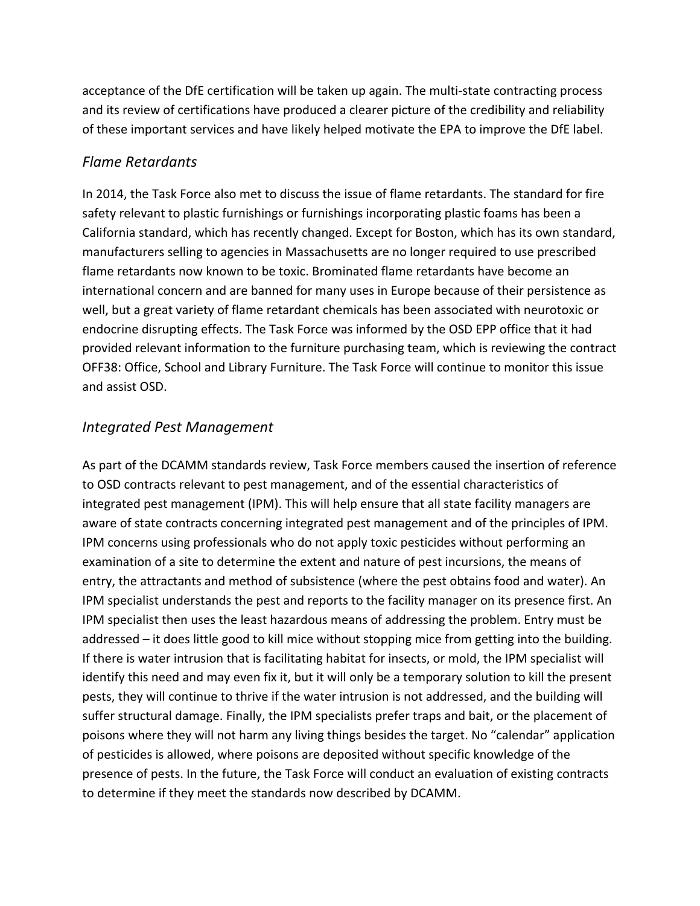acceptance of the DfE certification will be taken up again. The multi-state contracting process and its review of certifications have produced a clearer picture of the credibility and reliability of these important services and have likely helped motivate the EPA to improve the DfE label.

### *Flame Retardants*

In 2014, the Task Force also met to discuss the issue of flame retardants. The standard for fire safety relevant to plastic furnishings or furnishings incorporating plastic foams has been a California standard, which has recently changed. Except for Boston, which has its own standard, manufacturers selling to agencies in Massachusetts are no longer required to use prescribed flame retardants now known to be toxic. Brominated flame retardants have become an international concern and are banned for many uses in Europe because of their persistence as well, but a great variety of flame retardant chemicals has been associated with neurotoxic or endocrine disrupting effects. The Task Force was informed by the OSD EPP office that it had provided relevant information to the furniture purchasing team, which is reviewing the contract OFF38: Office, School and Library Furniture. The Task Force will continue to monitor this issue and assist OSD.

### *Integrated Pest Management*

As part of the DCAMM standards review, Task Force members caused the insertion of reference to OSD contracts relevant to pest management, and of the essential characteristics of integrated pest management (IPM). This will help ensure that all state facility managers are aware of state contracts concerning integrated pest management and of the principles of IPM. IPM concerns using professionals who do not apply toxic pesticides without performing an examination of a site to determine the extent and nature of pest incursions, the means of entry, the attractants and method of subsistence (where the pest obtains food and water). An IPM specialist understands the pest and reports to the facility manager on its presence first. An IPM specialist then uses the least hazardous means of addressing the problem. Entry must be addressed – it does little good to kill mice without stopping mice from getting into the building. If there is water intrusion that is facilitating habitat for insects, or mold, the IPM specialist will identify this need and may even fix it, but it will only be a temporary solution to kill the present pests, they will continue to thrive if the water intrusion is not addressed, and the building will suffer structural damage. Finally, the IPM specialists prefer traps and bait, or the placement of poisons where they will not harm any living things besides the target. No "calendar" application of pesticides is allowed, where poisons are deposited without specific knowledge of the presence of pests. In the future, the Task Force will conduct an evaluation of existing contracts to determine if they meet the standards now described by DCAMM.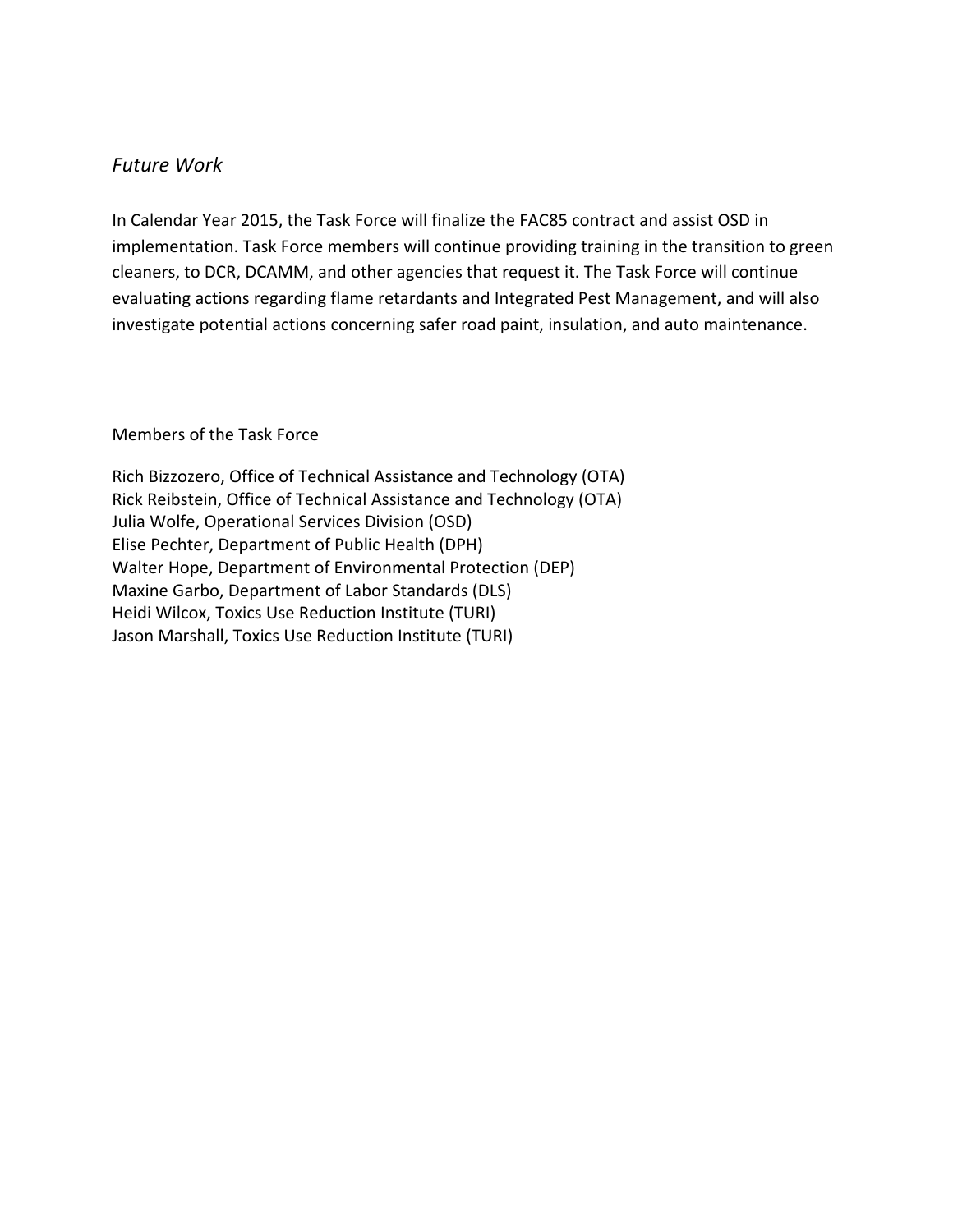## *Future Work*

In Calendar Year 2015, the Task Force will finalize the FAC85 contract and assist OSD in implementation. Task Force members will continue providing training in the transition to green cleaners, to DCR, DCAMM, and other agencies that request it. The Task Force will continue evaluating actions regarding flame retardants and Integrated Pest Management, and will also investigate potential actions concerning safer road paint, insulation, and auto maintenance.

Members of the Task Force

Rich Bizzozero, Office of Technical Assistance and Technology (OTA)
Rick Reibstein, Office of Technical Assistance and Technology (OTA)
Julia Wolfe, Operational Services Division (OSD)
Elise Pechter, Department of Public Health (DPH)
Walter Hope, Department of Environmental Protection (DEP)
Maxine Garbo, Department of Labor Standards (DLS)
Heidi Wilcox, Toxics Use Reduction Institute (TURI)
Jason Marshall, Toxics Use Reduction Institute (TURI)